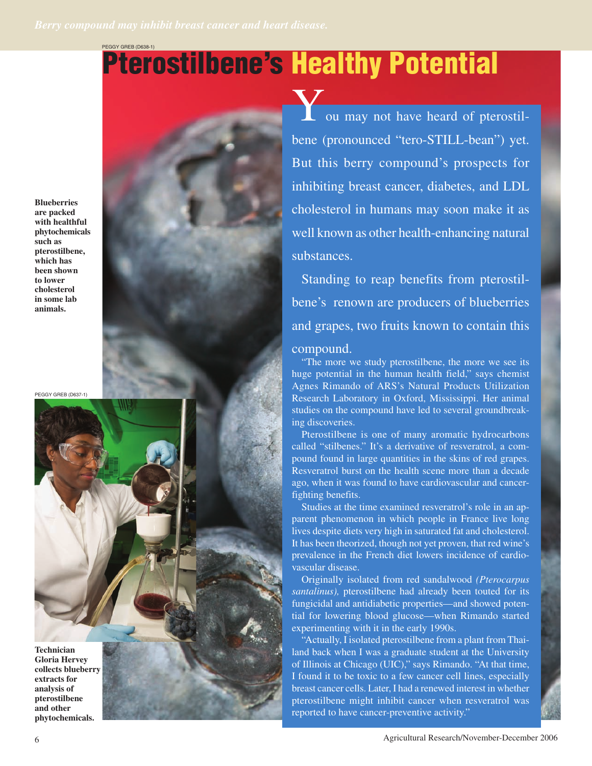*Berry compound may inhibit breast cancer and heart disease.*

# Pterostilbene's Healthy Potential

Blueberries are packed with healthful phytochemicals such as pterostilbene, which has been shown to lower cholesterol in some lab animals.

Technician Gloria Hervey collects blueberry extracts for analysis of pterostilbene and other phytochemicals.

You may not have heard of pterostilbene (pronounced "tero-STILL-bean") yet. But this berry compound's prospects for inhibiting breast cancer, diabetes, and LDL cholesterol in humans may soon make it as well known as other health-enhancing natural substances.

Standing to reap benefits from pterostilbene's renown are producers of blueberries and grapes, two fruits known to contain this compound.

"The more we study pterostilbene, the more we see its huge potential in the human health field," says chemist Agnes Rimando of ARS's Natural Products Utilization Research Laboratory in Oxford, Mississippi. Her animal studies on the compound have led to several groundbreaking discoveries.

Pterostilbene is one of many aromatic hydrocarbons called "stilbenes." It's a derivative of resveratrol, a compound found in large quantities in the skins of red grapes. Resveratrol burst on the health scene more than a decade ago, when it was found to have cardiovascular and cancer-fighting benefits.

Studies at the time examined resveratrol's role in an apparent phenomenon in which people in France live long lives despite diets very high in saturated fat and cholesterol. It has been theorized, though not yet proven, that red wine's prevalence in the French diet lowers incidence of cardiovascular disease.

Originally isolated from red sandalwood *(Pterocarpus santalinus),* pterostilbene had already been touted for its fungicidal and antidiabetic properties—and showed potential for lowering blood glucose—when Rimando started experimenting with it in the early 1990s.

"Actually, I isolated pterostilbene from a plant from Thailand back when I was a graduate student at the University of Illinois at Chicago (UIC)," says Rimando. "At that time, I found it to be toxic to a few cancer cell lines, especially breast cancer cells. Later, I had a renewed interest in whether pterostilbene might inhibit cancer when resveratrol was reported to have cancer-preventive activity."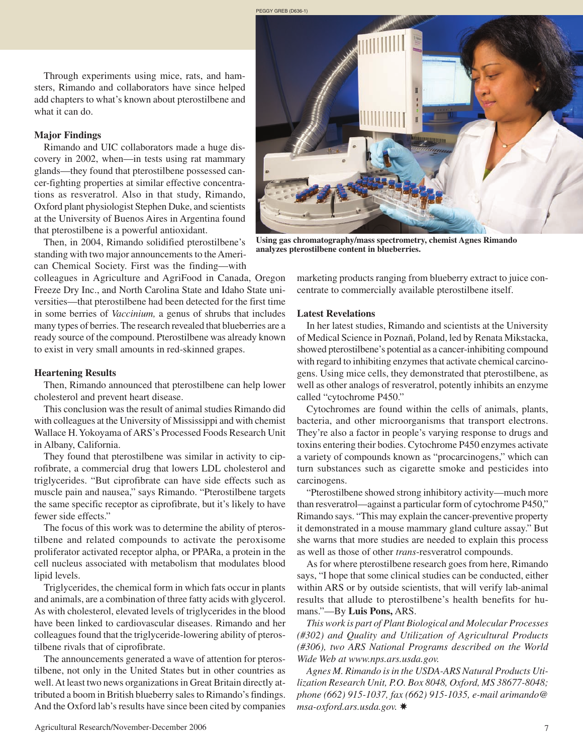Through experiments using mice, rats, and hamsters, Rimando and collaborators have since helped add chapters to what's known about pterostilbene and what it can do.

### Major Findings

Rimando and UIC collaborators made a huge discovery in 2002, when—in tests using rat mammary glands—they found that pterostilbene possessed cancer-fighting properties at similar effective concentrations as resveratrol. Also in that study, Rimando, Oxford plant physiologist Stephen Duke, and scientists at the University of Buenos Aires in Argentina found that pterostilbene is a powerful antioxidant.

Then, in 2004, Rimando solidified pterostilbene's standing with two major announcements to the American Chemical Society. First was the finding—with colleagues in Agriculture and AgriFood in Canada, Oregon Freeze Dry Inc., and North Carolina State and Idaho State universities—that pterostilbene had been detected for the first time in some berries of *Vaccinium,* a genus of shrubs that includes many types of berries. The research revealed that blueberries are a ready source of the compound. Pterostilbene was already known to exist in very small amounts in red-skinned grapes.

### Heartening Results

Then, Rimando announced that pterostilbene can help lower cholesterol and prevent heart disease.

This conclusion was the result of animal studies Rimando did with colleagues at the University of Mississippi and with chemist Wallace H. Yokoyama of ARS's Processed Foods Research Unit in Albany, California.

They found that pterostilbene was similar in activity to ciprofibrate, a commercial drug that lowers LDL cholesterol and triglycerides. "But ciprofibrate can have side effects such as muscle pain and nausea," says Rimando. "Pterostilbene targets the same specific receptor as ciprofibrate, but it's likely to have fewer side effects."

The focus of this work was to determine the ability of pterostilbene and related compounds to activate the peroxisome proliferator activated receptor alpha, or PPARa, a protein in the cell nucleus associated with metabolism that modulates blood lipid levels.

Triglycerides, the chemical form in which fats occur in plants and animals, are a combination of three fatty acids with glycerol. As with cholesterol, elevated levels of triglycerides in the blood have been linked to cardiovascular diseases. Rimando and her colleagues found that the triglyceride-lowering ability of pterostilbene rivals that of ciprofibrate.

The announcements generated a wave of attention for pterostilbene, not only in the United States but in other countries as well. At least two news organizations in Great Britain directly attributed a boom in British blueberry sales to Rimando's findings. And the Oxford lab's results have since been cited by companies marketing products ranging from blueberry extract to juice concentrate to commercially available pterostilbene itself.

Using gas chromatography/mass spectrometry, chemist Agnes Rimando analyzes pterostilbene content in blueberries.

### Latest Revelations

In her latest studies, Rimando and scientists at the University of Medical Science in Poznañ, Poland, led by Renata Mikstacka, showed pterostilbene's potential as a cancer-inhibiting compound with regard to inhibiting enzymes that activate chemical carcinogens. Using mice cells, they demonstrated that pterostilbene, as well as other analogs of resveratrol, potently inhibits an enzyme called "cytochrome P450."

Cytochromes are found within the cells of animals, plants, bacteria, and other microorganisms that transport electrons. They're also a factor in people's varying response to drugs and toxins entering their bodies. Cytochrome P450 enzymes activate a variety of compounds known as "procarcinogens," which can turn substances such as cigarette smoke and pesticides into carcinogens.

"Pterostilbene showed strong inhibitory activity—much more than resveratrol—against a particular form of cytochrome P450," Rimando says. "This may explain the cancer-preventive property it demonstrated in a mouse mammary gland culture assay." But she warns that more studies are needed to explain this process as well as those of other *trans*-resveratrol compounds.

As for where pterostilbene research goes from here, Rimando says, "I hope that some clinical studies can be conducted, either within ARS or by outside scientists, that will verify lab-animal results that allude to pterostilbene's health benefits for humans."—By **Luis Pons,** ARS.

*This work is part of Plant Biological and Molecular Processes (#302) and Quality and Utilization of Agricultural Products (#306), two ARS National Programs described on the World Wide Web at www.nps.ars.usda.gov.*

*Agnes M. Rimando is in the USDA-ARS Natural Products Utilization Research Unit, P.O. Box 8048, Oxford, MS 38677-8048; phone (662) 915-1037, fax (662) 915-1035, e-mail arimando@msa-oxford.ars.usda.gov.*